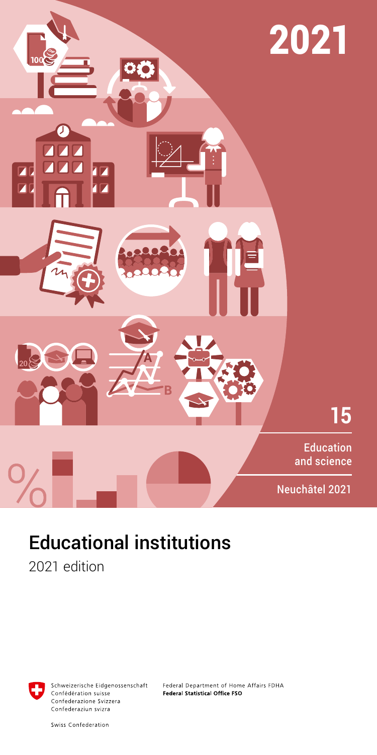2021

15

Education and science

Neuchâtel 2021

# Educational institutions

2021 edition

Schweizerische Eidgenossenschaft
Confédération suisse
Confederazione Svizzera
Confederaziun svizra

Swiss Confederation

Federal Department of Home Affairs FDHA
**Federal Statistical Office FSO**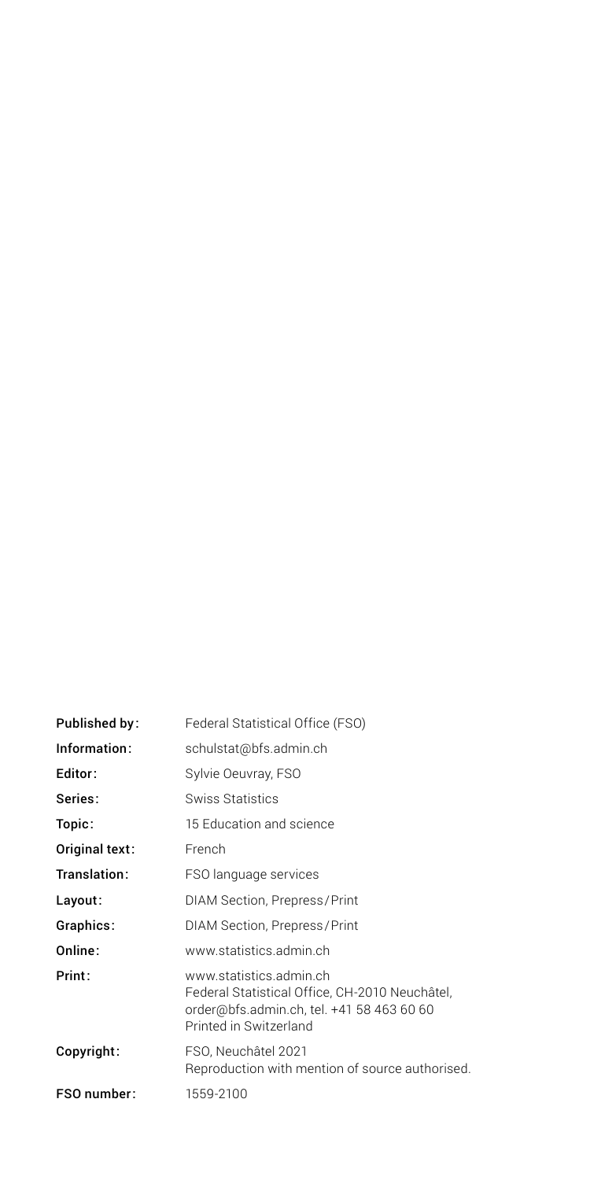| | |
|---|---|
| **Published by:** | Federal Statistical Office (FSO) |
| **Information:** | schulstat@bfs.admin.ch |
| **Editor:** | Sylvie Oeuvray, FSO |
| **Series:** | Swiss Statistics |
| **Topic:** | 15 Education and science |
| **Original text:** | French |
| **Translation:** | FSO language services |
| **Layout:** | DIAM Section, Prepress/Print |
| **Graphics:** | DIAM Section, Prepress/Print |
| **Online:** | www.statistics.admin.ch |
| **Print:** | www.statistics.admin.ch<br>Federal Statistical Office, CH-2010 Neuchâtel,<br>order@bfs.admin.ch, tel. +41 58 463 60 60<br>Printed in Switzerland |
| **Copyright:** | FSO, Neuchâtel 2021<br>Reproduction with mention of source authorised. |
| **FSO number:** | 1559-2100 |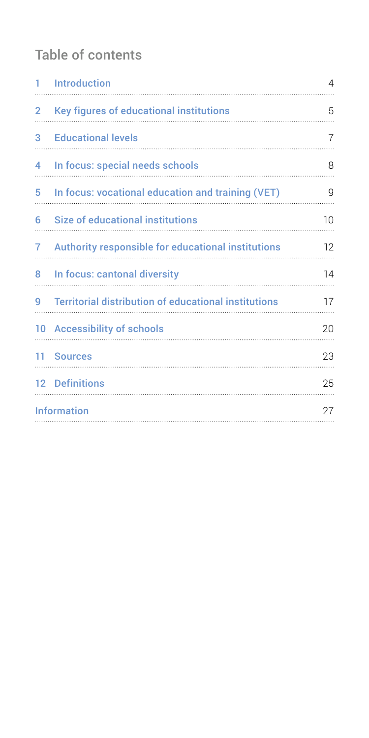## Table of contents

| | | |
|---|---|---|
| 1 | Introduction | 4 |
| 2 | Key figures of educational institutions | 5 |
| 3 | Educational levels | 7 |
| 4 | In focus: special needs schools | 8 |
| 5 | In focus: vocational education and training (VET) | 9 |
| 6 | Size of educational institutions | 10 |
| 7 | Authority responsible for educational institutions | 12 |
| 8 | In focus: cantonal diversity | 14 |
| 9 | Territorial distribution of educational institutions | 17 |
| 10 | Accessibility of schools | 20 |
| 11 | Sources | 23 |
| 12 | Definitions | 25 |
| | Information | 27 |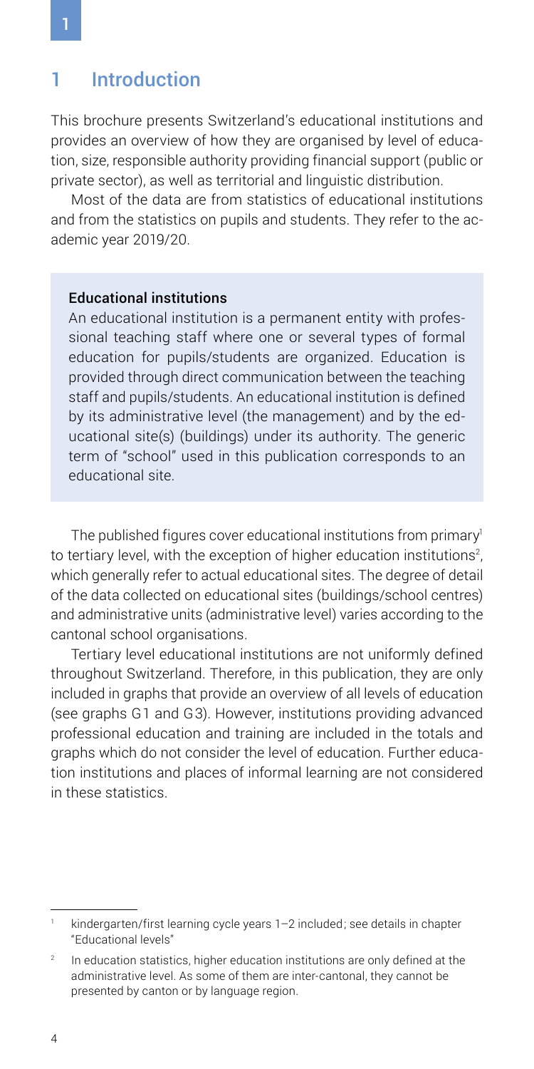# 1 Introduction

This brochure presents Switzerland's educational institutions and provides an overview of how they are organised by level of education, size, responsible authority providing financial support (public or private sector), as well as territorial and linguistic distribution.

Most of the data are from statistics of educational institutions and from the statistics on pupils and students. They refer to the academic year 2019/20.

**Educational institutions**

An educational institution is a permanent entity with professional teaching staff where one or several types of formal education for pupils/students are organized. Education is provided through direct communication between the teaching staff and pupils/students. An educational institution is defined by its administrative level (the management) and by the educational site(s) (buildings) under its authority. The generic term of "school" used in this publication corresponds to an educational site.

The published figures cover educational institutions from primary[1] to tertiary level, with the exception of higher education institutions[2], which generally refer to actual educational sites. The degree of detail of the data collected on educational sites (buildings/school centres) and administrative units (administrative level) varies according to the cantonal school organisations.

Tertiary level educational institutions are not uniformly defined throughout Switzerland. Therefore, in this publication, they are only included in graphs that provide an overview of all levels of education (see graphs G1 and G3). However, institutions providing advanced professional education and training are included in the totals and graphs which do not consider the level of education. Further education institutions and places of informal learning are not considered in these statistics.

[1] kindergarten/first learning cycle years 1–2 included; see details in chapter "Educational levels"

[2] In education statistics, higher education institutions are only defined at the administrative level. As some of them are inter-cantonal, they cannot be presented by canton or by language region.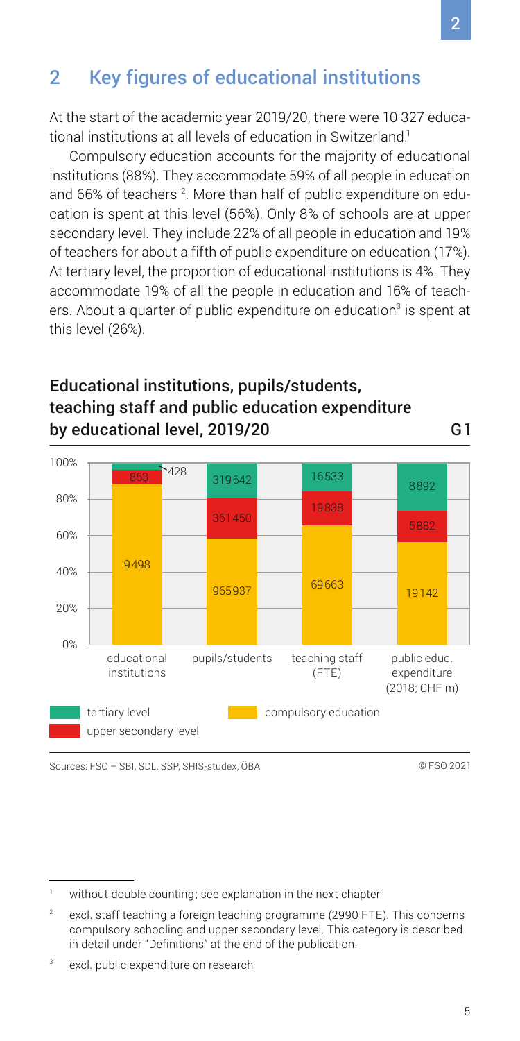## 2 Key figures of educational institutions

At the start of the academic year 2019/20, there were 10 327 educational institutions at all levels of education in Switzerland.[1]

Compulsory education accounts for the majority of educational institutions (88%). They accommodate 59% of all people in education and 66% of teachers [2]. More than half of public expenditure on education is spent at this level (56%). Only 8% of schools are at upper secondary level. They include 22% of all people in education and 19% of teachers for about a fifth of public expenditure on education (17%). At tertiary level, the proportion of educational institutions is 4%. They accommodate 19% of all the people in education and 16% of teachers. About a quarter of public expenditure on education[3] is spent at this level (26%).

### Educational institutions, pupils/students, teaching staff and public education expenditure by educational level, 2019/20 — G1

| | educational institutions | pupils/students | teaching staff (FTE) | public educ. expenditure (2018; CHF m) |
|---|---|---|---|---|
| tertiary level | 428 | 319642 | 16533 | 8892 |
| upper secondary level | 863 | 361450 | 19838 | 5882 |
| compulsory education | 9498 | 965937 | 69663 | 19142 |

Sources: FSO – SBI, SDL, SSP, SHIS-studex, ÖBA

© FSO 2021

---

[1] without double counting; see explanation in the next chapter

[2] excl. staff teaching a foreign teaching programme (2990 FTE). This concerns compulsory schooling and upper secondary level. This category is described in detail under "Definitions" at the end of the publication.

[3] excl. public expenditure on research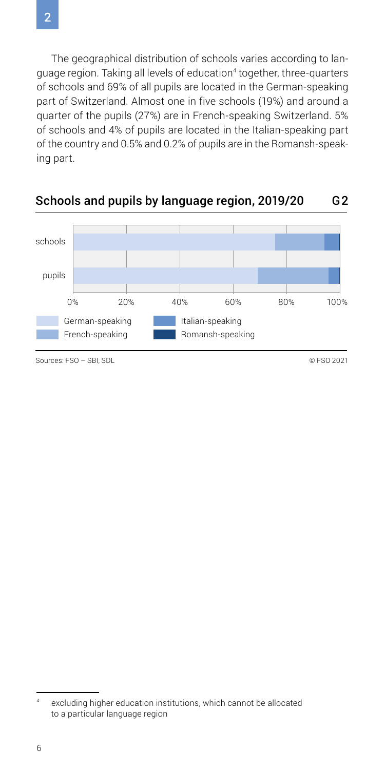The geographical distribution of schools varies according to language region. Taking all levels of education[4] together, three-quarters of schools and 69% of all pupils are located in the German-speaking part of Switzerland. Almost one in five schools (19%) and around a quarter of the pupils (27%) are in French-speaking Switzerland. 5% of schools and 4% of pupils are located in the Italian-speaking part of the country and 0.5% and 0.2% of pupils are in the Romansh-speaking part.

## Schools and pupils by language region, 2019/20 G2

Sources: FSO – SBI, SDL

© FSO 2021

---

[4] excluding higher education institutions, which cannot be allocated to a particular language region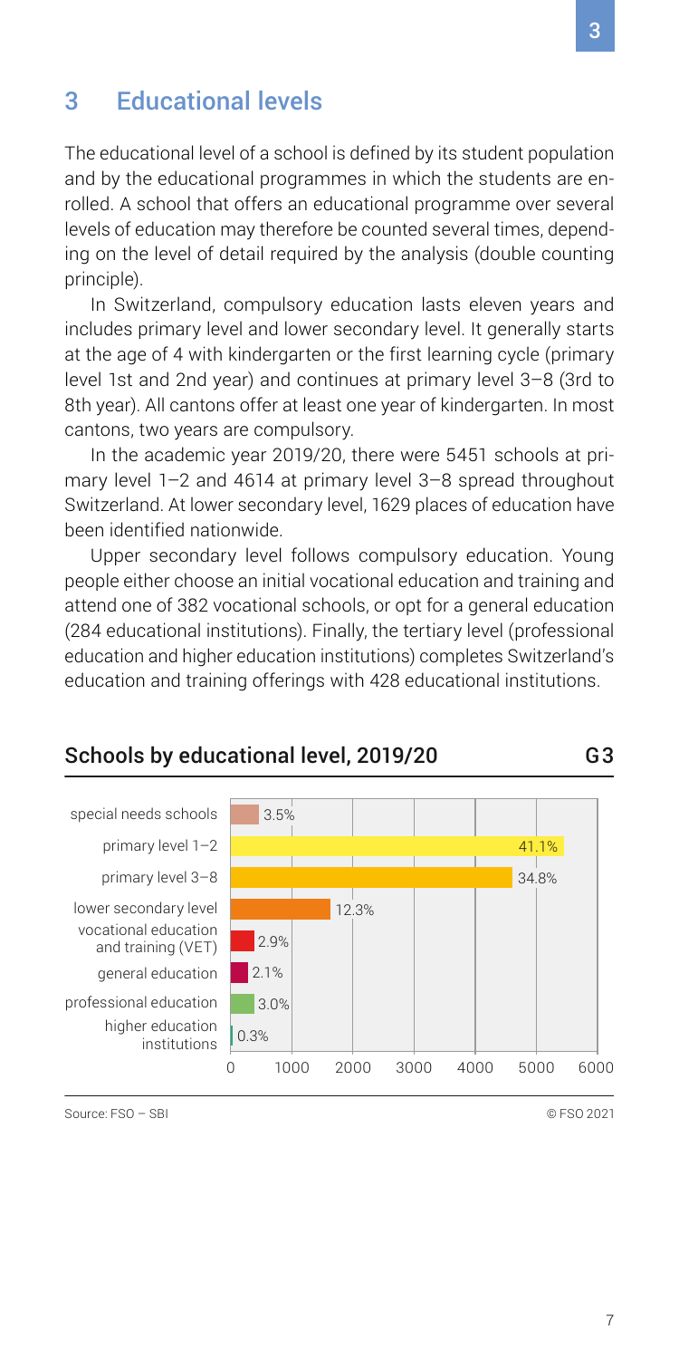## 3 Educational levels

The educational level of a school is defined by its student population and by the educational programmes in which the students are enrolled. A school that offers an educational programme over several levels of education may therefore be counted several times, depending on the level of detail required by the analysis (double counting principle).

In Switzerland, compulsory education lasts eleven years and includes primary level and lower secondary level. It generally starts at the age of 4 with kindergarten or the first learning cycle (primary level 1st and 2nd year) and continues at primary level 3–8 (3rd to 8th year). All cantons offer at least one year of kindergarten. In most cantons, two years are compulsory.

In the academic year 2019/20, there were 5451 schools at primary level 1–2 and 4614 at primary level 3–8 spread throughout Switzerland. At lower secondary level, 1629 places of education have been identified nationwide.

Upper secondary level follows compulsory education. Young people either choose an initial vocational education and training and attend one of 382 vocational schools, or opt for a general education (284 educational institutions). Finally, the tertiary level (professional education and higher education institutions) completes Switzerland's education and training offerings with 428 educational institutions.

### Schools by educational level, 2019/20 G3

| Educational level | Share |
| --- | --- |
| special needs schools | 3.5% |
| primary level 1–2 | 41.1% |
| primary level 3–8 | 34.8% |
| lower secondary level | 12.3% |
| vocational education and training (VET) | 2.9% |
| general education | 2.1% |
| professional education | 3.0% |
| higher education institutions | 0.3% |

Source: FSO – SBI © FSO 2021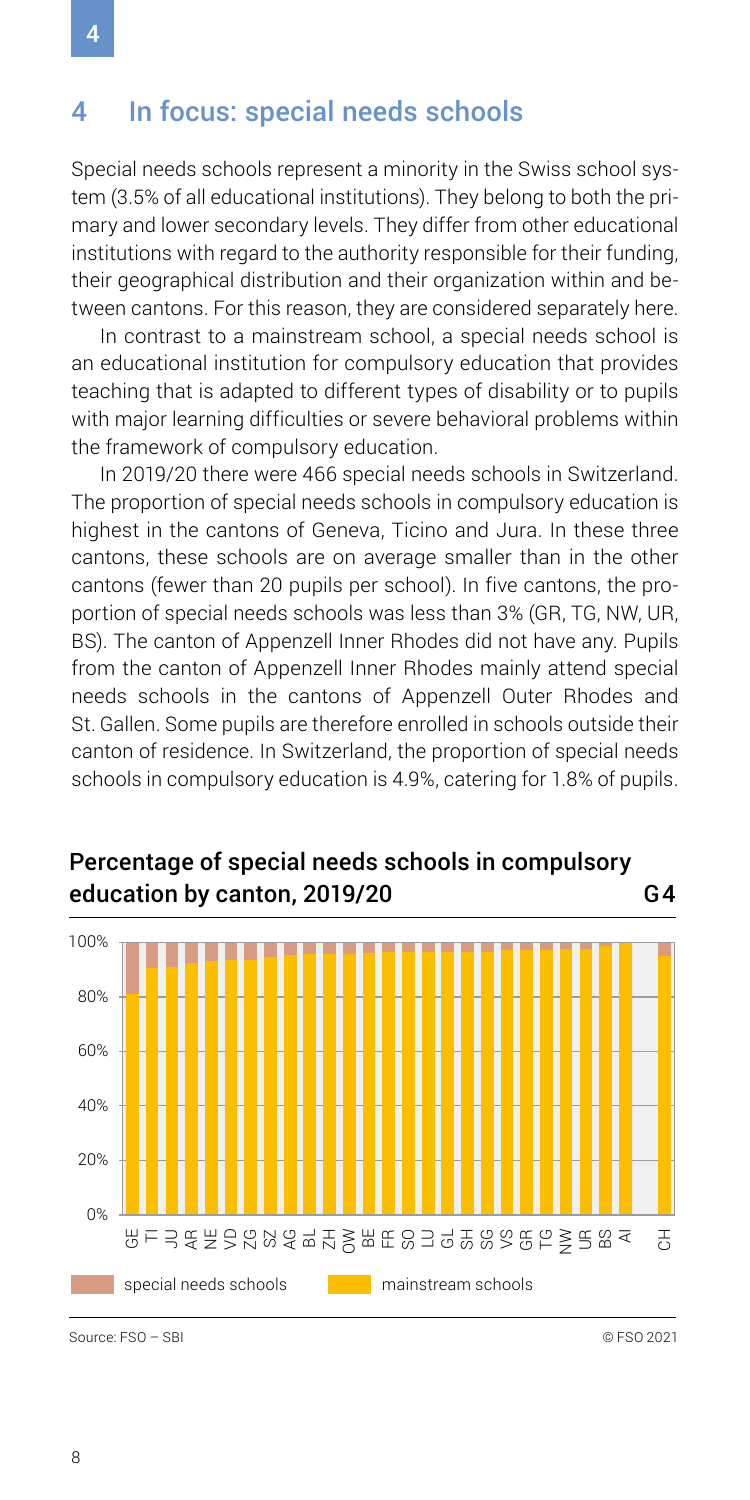## 4 In focus: special needs schools

Special needs schools represent a minority in the Swiss school system (3.5% of all educational institutions). They belong to both the primary and lower secondary levels. They differ from other educational institutions with regard to the authority responsible for their funding, their geographical distribution and their organization within and between cantons. For this reason, they are considered separately here.

In contrast to a mainstream school, a special needs school is an educational institution for compulsory education that provides teaching that is adapted to different types of disability or to pupils with major learning difficulties or severe behavioral problems within the framework of compulsory education.

In 2019/20 there were 466 special needs schools in Switzerland. The proportion of special needs schools in compulsory education is highest in the cantons of Geneva, Ticino and Jura. In these three cantons, these schools are on average smaller than in the other cantons (fewer than 20 pupils per school). In five cantons, the proportion of special needs schools was less than 3% (GR, TG, NW, UR, BS). The canton of Appenzell Inner Rhodes did not have any. Pupils from the canton of Appenzell Inner Rhodes mainly attend special needs schools in the cantons of Appenzell Outer Rhodes and St. Gallen. Some pupils are therefore enrolled in schools outside their canton of residence. In Switzerland, the proportion of special needs schools in compulsory education is 4.9%, catering for 1.8% of pupils.

### Percentage of special needs schools in compulsory education by canton, 2019/20 — G4

Bar chart (100% stacked): special needs schools vs. mainstream schools, by canton: GE, TI, JU, AR, NE, VD, ZG, SZ, AG, BL, ZH, OW, BE, FR, SO, LU, GL, SH, SG, VS, GR, TG, NW, UR, BS, AI, CH. Y-axis: 0%–100%.

Legend: special needs schools; mainstream schools

Source: FSO – SBI © FSO 2021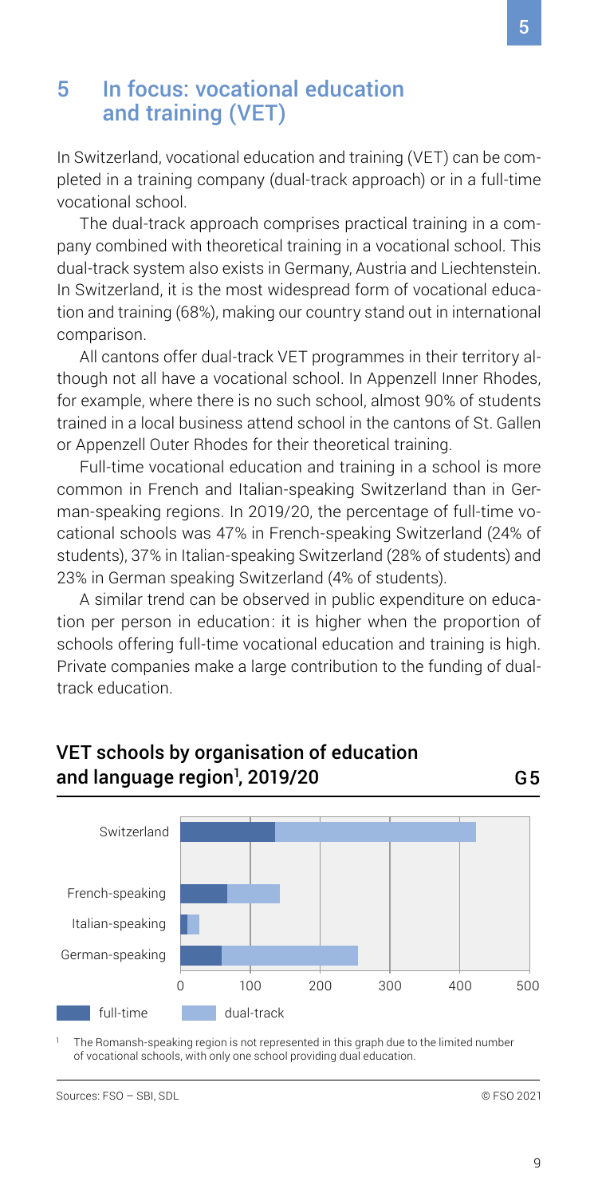# 5 In focus: vocational education and training (VET)

In Switzerland, vocational education and training (VET) can be completed in a training company (dual-track approach) or in a full-time vocational school.

The dual-track approach comprises practical training in a company combined with theoretical training in a vocational school. This dual-track system also exists in Germany, Austria and Liechtenstein. In Switzerland, it is the most widespread form of vocational education and training (68%), making our country stand out in international comparison.

All cantons offer dual-track VET programmes in their territory although not all have a vocational school. In Appenzell Inner Rhodes, for example, where there is no such school, almost 90% of students trained in a local business attend school in the cantons of St. Gallen or Appenzell Outer Rhodes for their theoretical training.

Full-time vocational education and training in a school is more common in French and Italian-speaking Switzerland than in German-speaking regions. In 2019/20, the percentage of full-time vocational schools was 47% in French-speaking Switzerland (24% of students), 37% in Italian-speaking Switzerland (28% of students) and 23% in German speaking Switzerland (4% of students).

A similar trend can be observed in public expenditure on education per person in education: it is higher when the proportion of schools offering full-time vocational education and training is high. Private companies make a large contribution to the funding of dual-track education.

## VET schools by organisation of education and language region[1], 2019/20 — G5

[1] The Romansh-speaking region is not represented in this graph due to the limited number of vocational schools, with only one school providing dual education.

Sources: FSO – SBI, SDL

© FSO 2021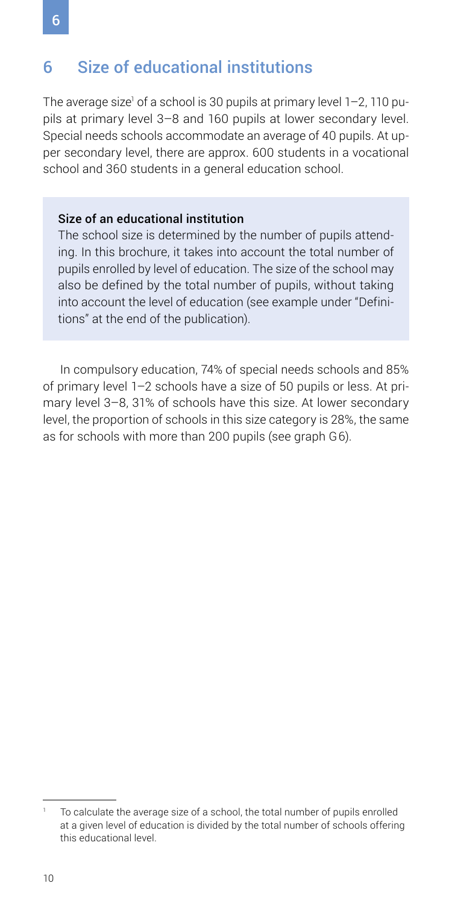# 6 Size of educational institutions

The average size[1] of a school is 30 pupils at primary level 1–2, 110 pupils at primary level 3–8 and 160 pupils at lower secondary level. Special needs schools accommodate an average of 40 pupils. At upper secondary level, there are approx. 600 students in a vocational school and 360 students in a general education school.

**Size of an educational institution**

The school size is determined by the number of pupils attending. In this brochure, it takes into account the total number of pupils enrolled by level of education. The size of the school may also be defined by the total number of pupils, without taking into account the level of education (see example under "Definitions" at the end of the publication).

In compulsory education, 74% of special needs schools and 85% of primary level 1–2 schools have a size of 50 pupils or less. At primary level 3–8, 31% of schools have this size. At lower secondary level, the proportion of schools in this size category is 28%, the same as for schools with more than 200 pupils (see graph G6).

[1] To calculate the average size of a school, the total number of pupils enrolled at a given level of education is divided by the total number of schools offering this educational level.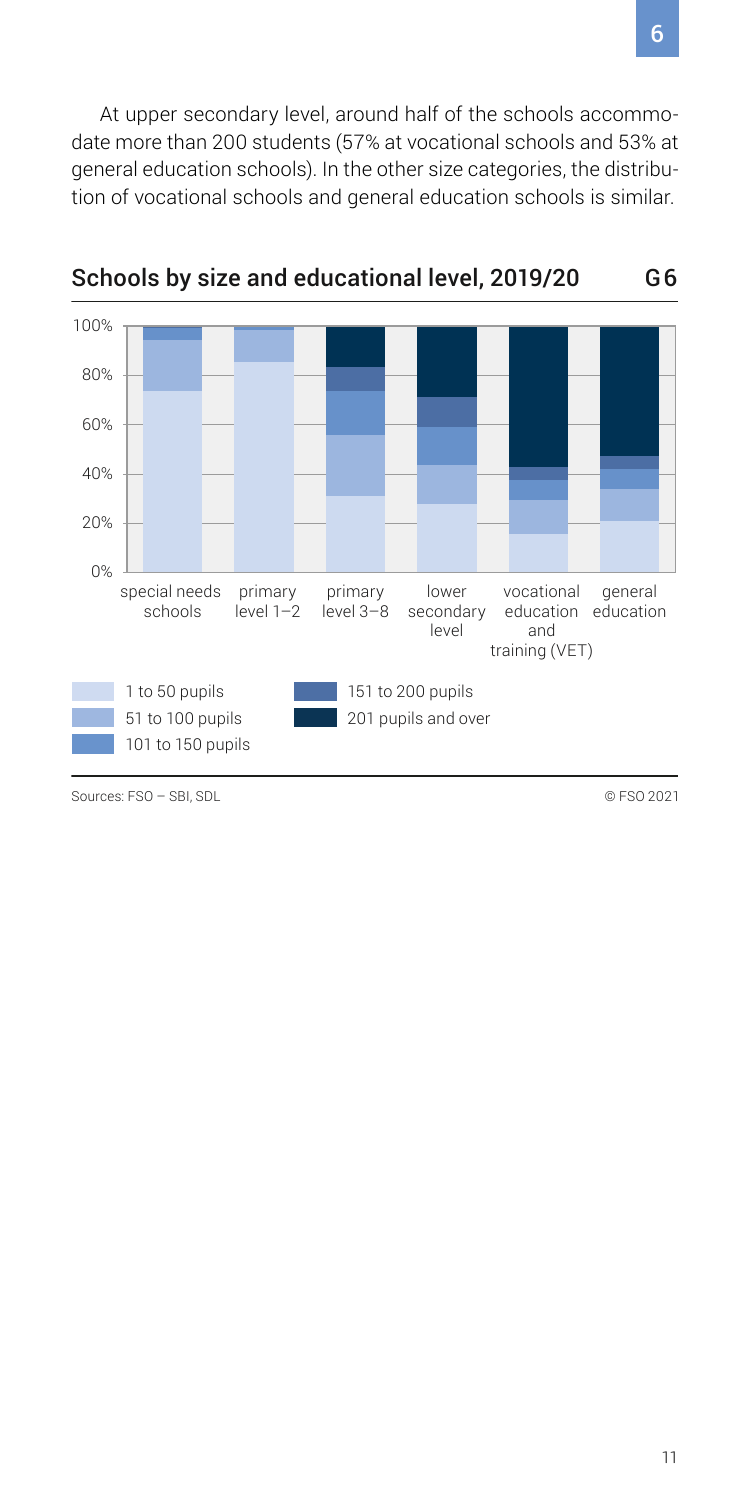At upper secondary level, around half of the schools accommodate more than 200 students (57% at vocational schools and 53% at general education schools). In the other size categories, the distribution of vocational schools and general education schools is similar.

## Schools by size and educational level, 2019/20 G 6

Categories: special needs schools; primary level 1–2; primary level 3–8; lower secondary level; vocational education and training (VET); general education

Legend: 1 to 50 pupils; 51 to 100 pupils; 101 to 150 pupils; 151 to 200 pupils; 201 pupils and over

Sources: FSO – SBI, SDL

© FSO 2021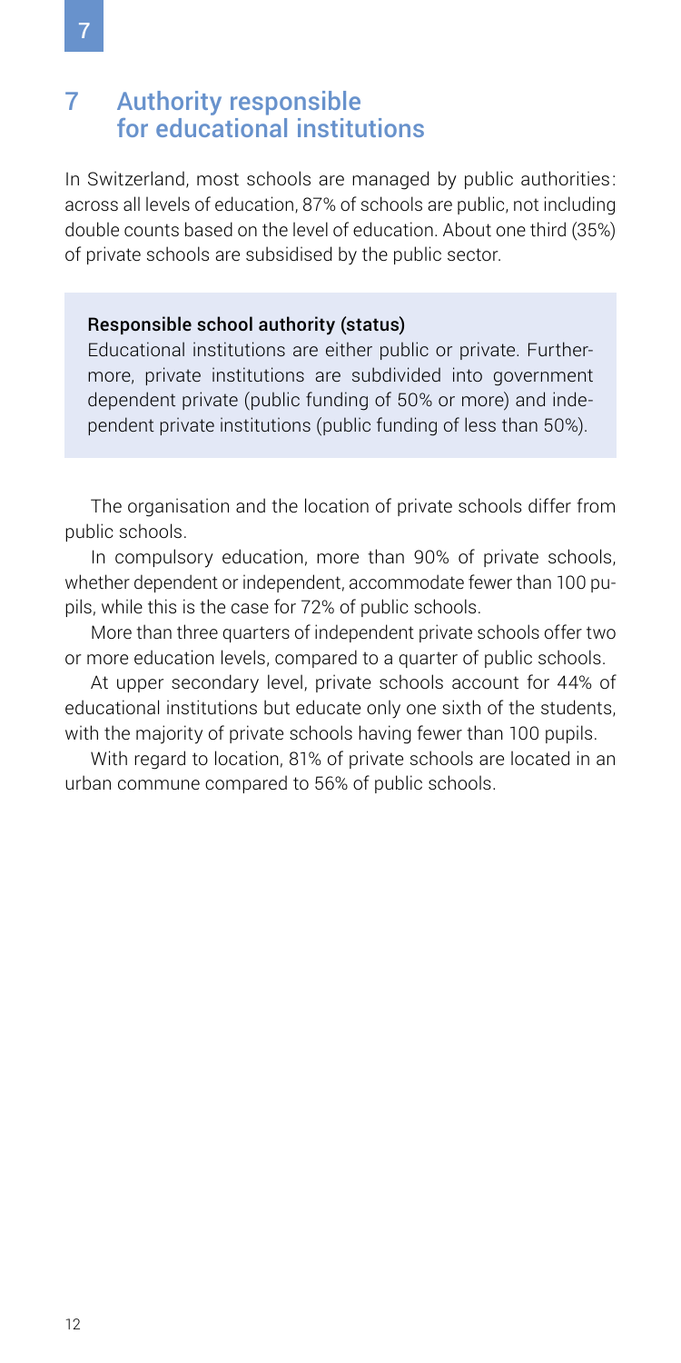## 7 Authority responsible for educational institutions

In Switzerland, most schools are managed by public authorities: across all levels of education, 87% of schools are public, not including double counts based on the level of education. About one third (35%) of private schools are subsidised by the public sector.

**Responsible school authority (status)**

Educational institutions are either public or private. Furthermore, private institutions are subdivided into government dependent private (public funding of 50% or more) and independent private institutions (public funding of less than 50%).

The organisation and the location of private schools differ from public schools.

In compulsory education, more than 90% of private schools, whether dependent or independent, accommodate fewer than 100 pupils, while this is the case for 72% of public schools.

More than three quarters of independent private schools offer two or more education levels, compared to a quarter of public schools.

At upper secondary level, private schools account for 44% of educational institutions but educate only one sixth of the students, with the majority of private schools having fewer than 100 pupils.

With regard to location, 81% of private schools are located in an urban commune compared to 56% of public schools.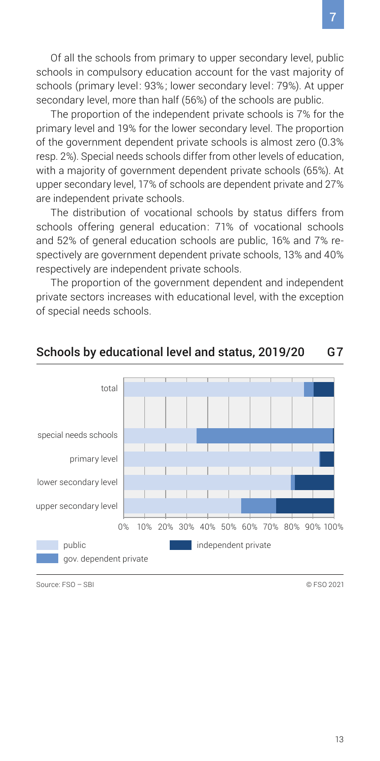Of all the schools from primary to upper secondary level, public schools in compulsory education account for the vast majority of schools (primary level: 93%; lower secondary level: 79%). At upper secondary level, more than half (56%) of the schools are public.

The proportion of the independent private schools is 7% for the primary level and 19% for the lower secondary level. The proportion of the government dependent private schools is almost zero (0.3% resp. 2%). Special needs schools differ from other levels of education, with a majority of government dependent private schools (65%). At upper secondary level, 17% of schools are dependent private and 27% are independent private schools.

The distribution of vocational schools by status differs from schools offering general education: 71% of vocational schools and 52% of general education schools are public, 16% and 7% respectively are government dependent private schools, 13% and 40% respectively are independent private schools.

The proportion of the government dependent and independent private sectors increases with educational level, with the exception of special needs schools.

## Schools by educational level and status, 2019/20 G7

Categories: total; special needs schools; primary level; lower secondary level; upper secondary level

Axis: 0% 10% 20% 30% 40% 50% 60% 70% 80% 90% 100%

Legend: public; gov. dependent private; independent private

Source: FSO – SBI © FSO 2021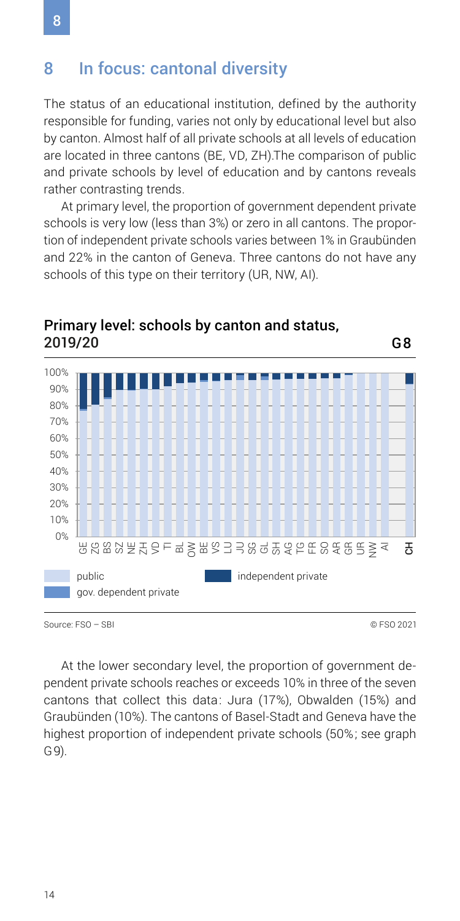## 8 In focus: cantonal diversity

The status of an educational institution, defined by the authority responsible for funding, varies not only by educational level but also by canton. Almost half of all private schools at all levels of education are located in three cantons (BE, VD, ZH).The comparison of public and private schools by level of education and by cantons reveals rather contrasting trends.

At primary level, the proportion of government dependent private schools is very low (less than 3%) or zero in all cantons. The proportion of independent private schools varies between 1% in Graubünden and 22% in the canton of Geneva. Three cantons do not have any schools of this type on their territory (UR, NW, AI).

### Primary level: schools by canton and status, 2019/20 G8

Source: FSO – SBI © FSO 2021

At the lower secondary level, the proportion of government dependent private schools reaches or exceeds 10% in three of the seven cantons that collect this data: Jura (17%), Obwalden (15%) and Graubünden (10%). The cantons of Basel-Stadt and Geneva have the highest proportion of independent private schools (50%; see graph G9).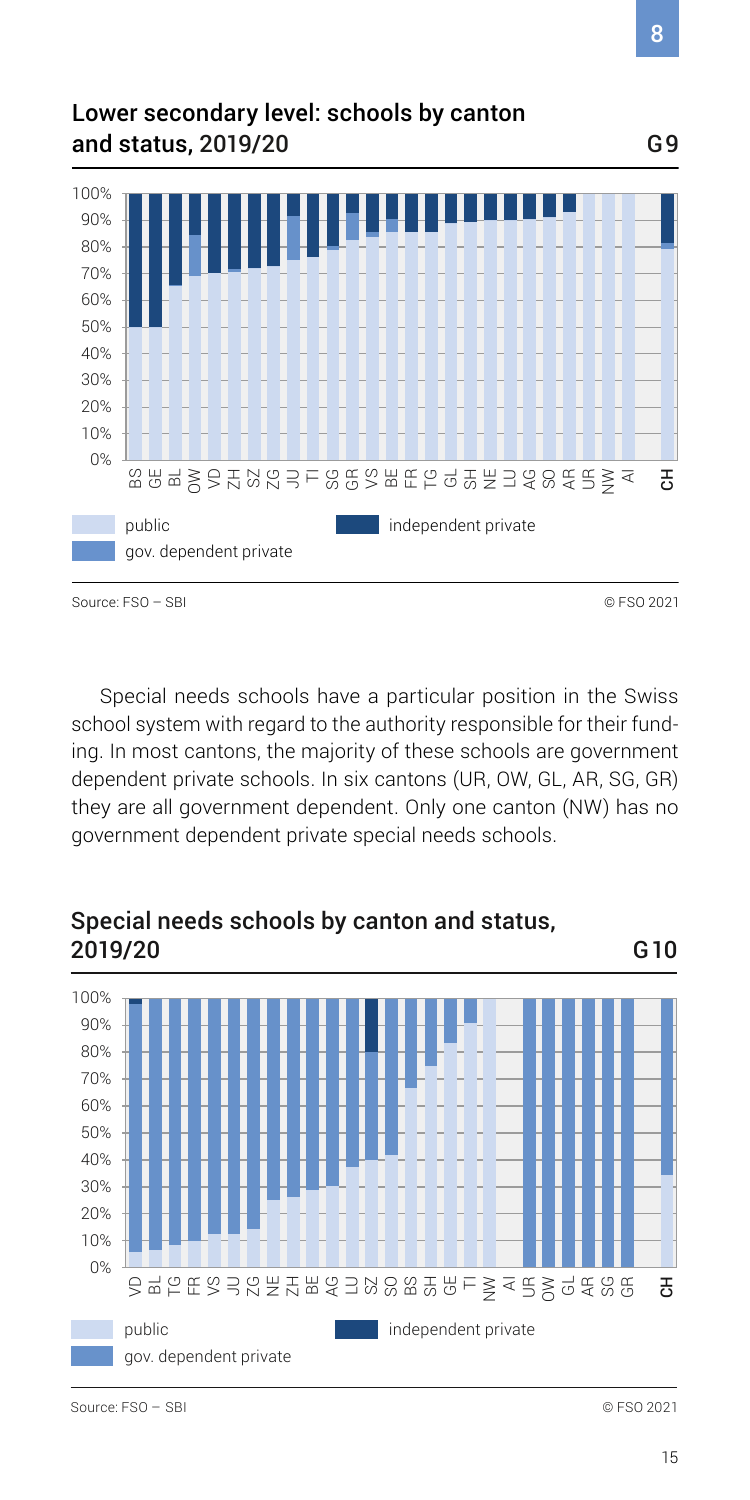## Lower secondary level: schools by canton and status, 2019/20

G9

Source: FSO – SBI

© FSO 2021

Special needs schools have a particular position in the Swiss school system with regard to the authority responsible for their funding. In most cantons, the majority of these schools are government dependent private schools. In six cantons (UR, OW, GL, AR, SG, GR) they are all government dependent. Only one canton (NW) has no government dependent private special needs schools.

## Special needs schools by canton and status, 2019/20

G10

Source: FSO – SBI

© FSO 2021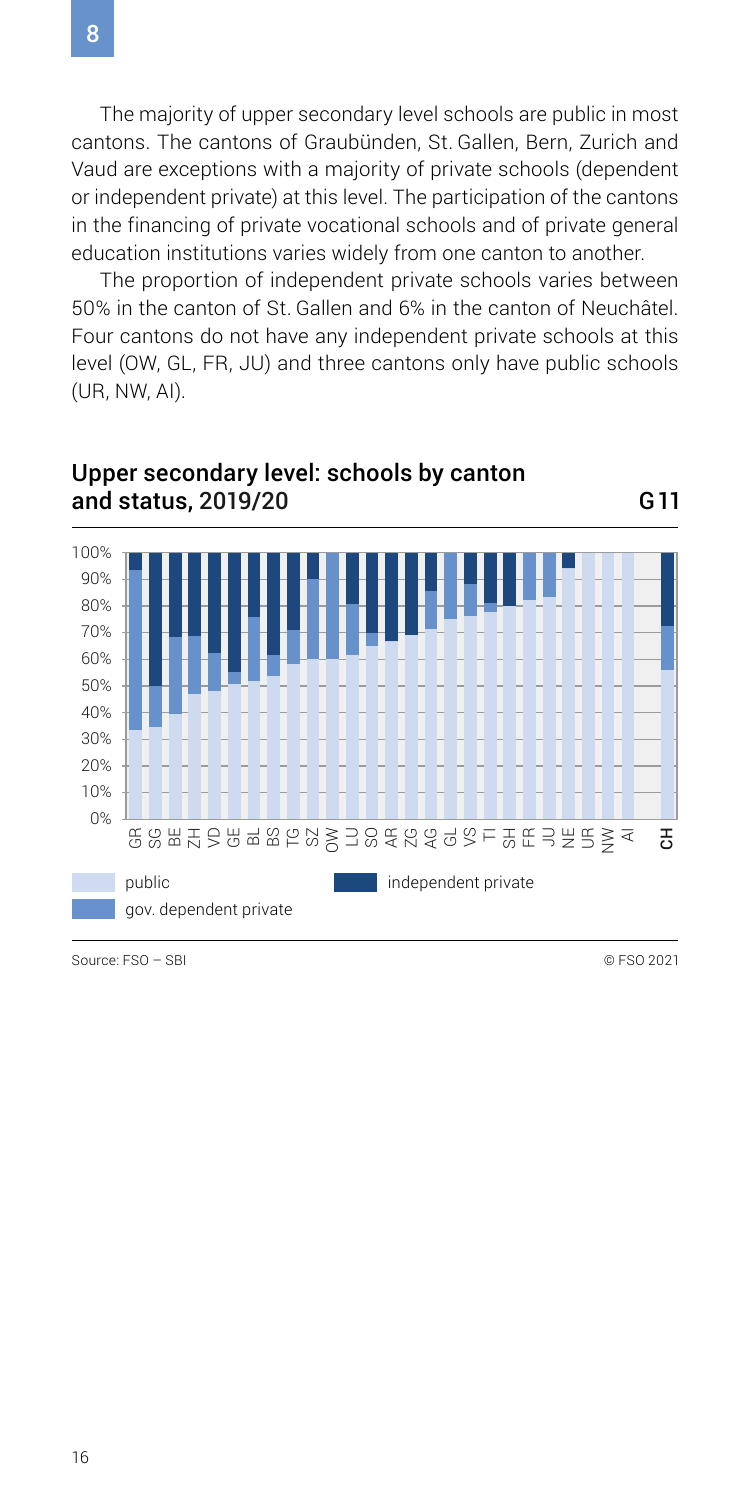The majority of upper secondary level schools are public in most cantons. The cantons of Graubünden, St. Gallen, Bern, Zurich and Vaud are exceptions with a majority of private schools (dependent or independent private) at this level. The participation of the cantons in the financing of private vocational schools and of private general education institutions varies widely from one canton to another.

The proportion of independent private schools varies between 50% in the canton of St. Gallen and 6% in the canton of Neuchâtel. Four cantons do not have any independent private schools at this level (OW, GL, FR, JU) and three cantons only have public schools (UR, NW, AI).

## Upper secondary level: schools by canton and status, 2019/20 G11

Source: FSO – SBI © FSO 2021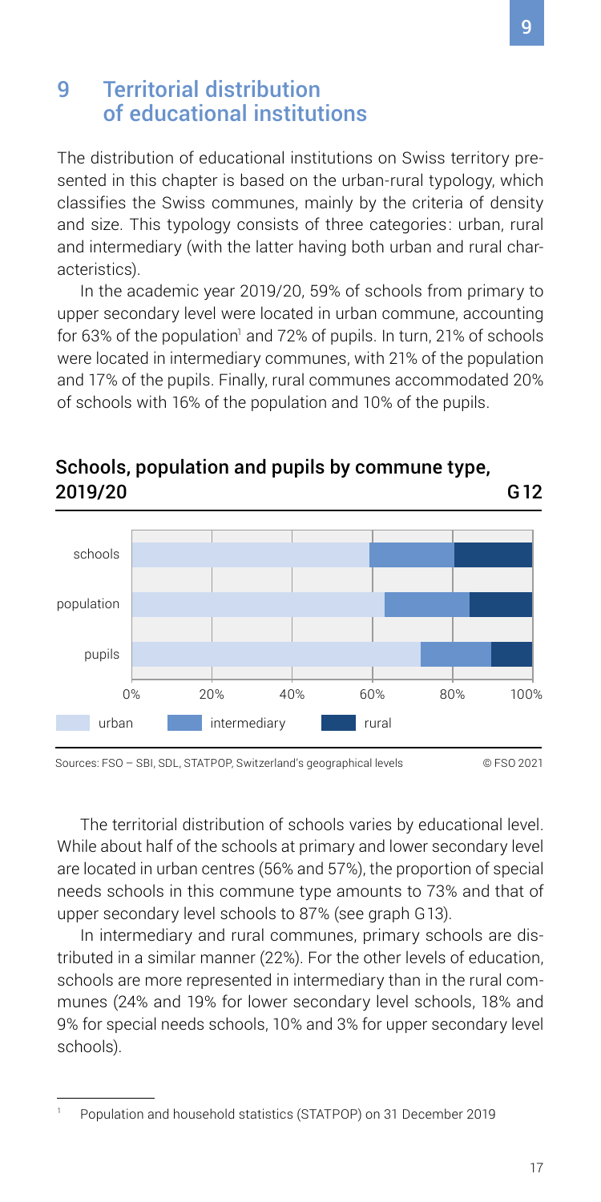## 9 Territorial distribution of educational institutions

The distribution of educational institutions on Swiss territory presented in this chapter is based on the urban-rural typology, which classifies the Swiss communes, mainly by the criteria of density and size. This typology consists of three categories: urban, rural and intermediary (with the latter having both urban and rural characteristics).

In the academic year 2019/20, 59% of schools from primary to upper secondary level were located in urban commune, accounting for 63% of the population[1] and 72% of pupils. In turn, 21% of schools were located in intermediary communes, with 21% of the population and 17% of the pupils. Finally, rural communes accommodated 20% of schools with 16% of the population and 10% of the pupils.

### Schools, population and pupils by commune type, 2019/20 G12

Sources: FSO – SBI, SDL, STATPOP, Switzerland's geographical levels © FSO 2021

The territorial distribution of schools varies by educational level. While about half of the schools at primary and lower secondary level are located in urban centres (56% and 57%), the proportion of special needs schools in this commune type amounts to 73% and that of upper secondary level schools to 87% (see graph G13).

In intermediary and rural communes, primary schools are distributed in a similar manner (22%). For the other levels of education, schools are more represented in intermediary than in the rural communes (24% and 19% for lower secondary level schools, 18% and 9% for special needs schools, 10% and 3% for upper secondary level schools).

[1] Population and household statistics (STATPOP) on 31 December 2019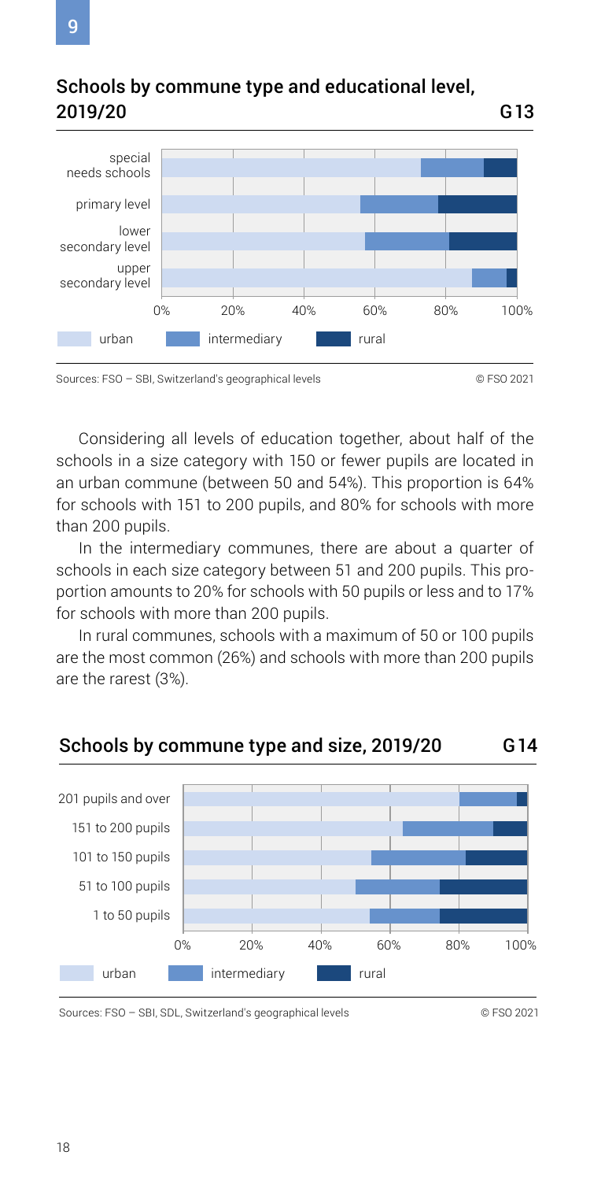## Schools by commune type and educational level, 2019/20 G 13

Sources: FSO – SBI, Switzerland's geographical levels © FSO 2021

Considering all levels of education together, about half of the schools in a size category with 150 or fewer pupils are located in an urban commune (between 50 and 54%). This proportion is 64% for schools with 151 to 200 pupils, and 80% for schools with more than 200 pupils.

In the intermediary communes, there are about a quarter of schools in each size category between 51 and 200 pupils. This proportion amounts to 20% for schools with 50 pupils or less and to 17% for schools with more than 200 pupils.

In rural communes, schools with a maximum of 50 or 100 pupils are the most common (26%) and schools with more than 200 pupils are the rarest (3%).

## Schools by commune type and size, 2019/20 G 14

Sources: FSO – SBI, SDL, Switzerland's geographical levels © FSO 2021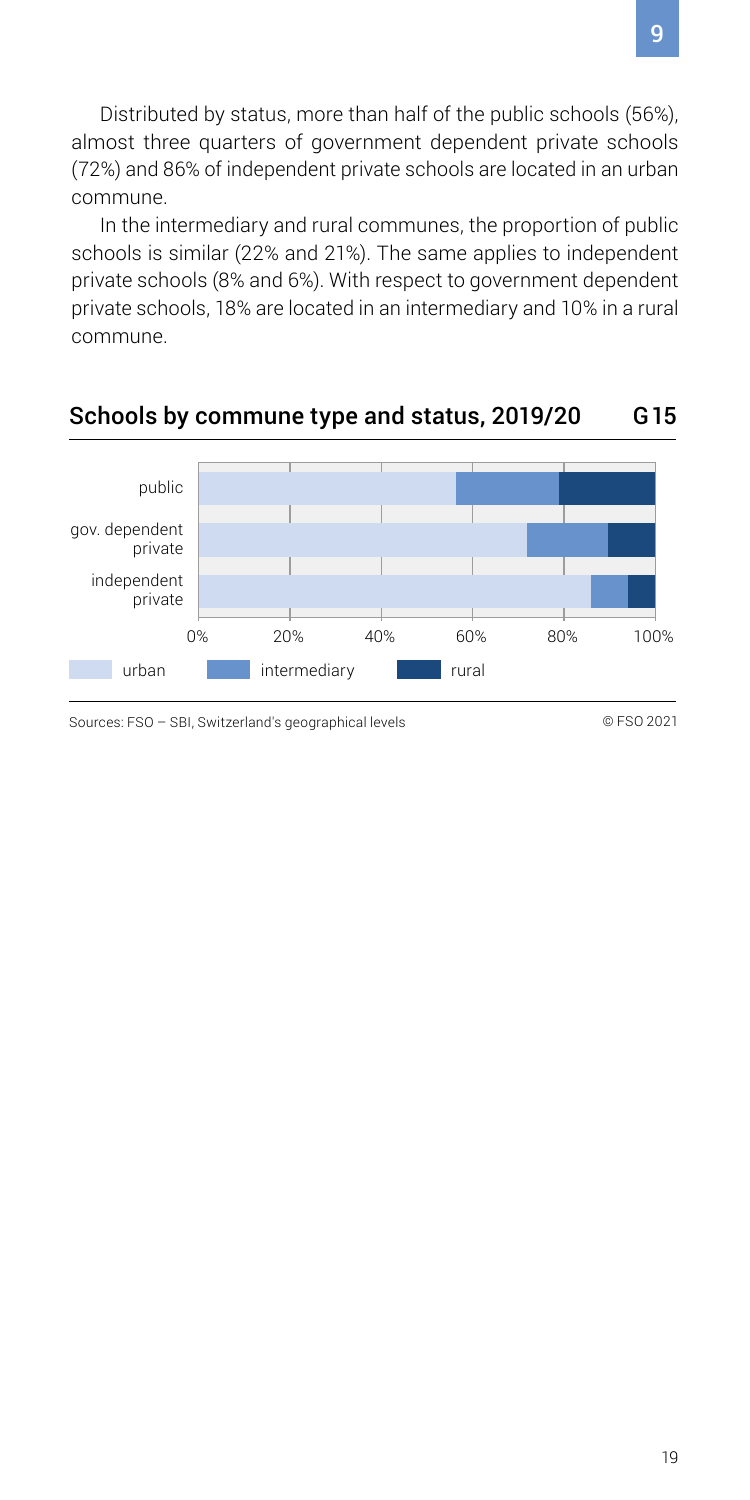Distributed by status, more than half of the public schools (56%), almost three quarters of government dependent private schools (72%) and 86% of independent private schools are located in an urban commune.

In the intermediary and rural communes, the proportion of public schools is similar (22% and 21%). The same applies to independent private schools (8% and 6%). With respect to government dependent private schools, 18% are located in an intermediary and 10% in a rural commune.

## Schools by commune type and status, 2019/20 G15

Sources: FSO – SBI, Switzerland's geographical levels

© FSO 2021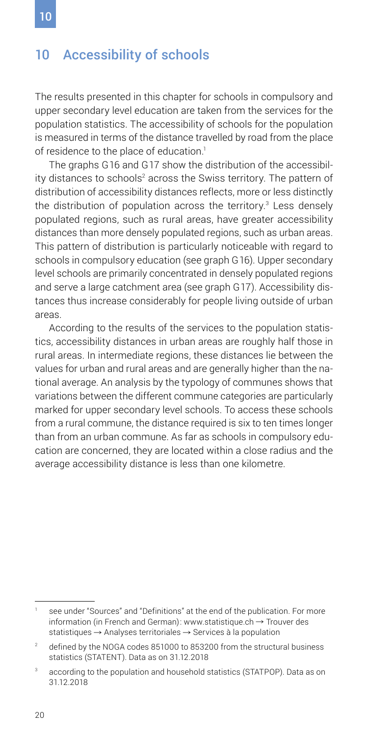## 10 Accessibility of schools

The results presented in this chapter for schools in compulsory and upper secondary level education are taken from the services for the population statistics. The accessibility of schools for the population is measured in terms of the distance travelled by road from the place of residence to the place of education.[1]

The graphs G16 and G17 show the distribution of the accessibility distances to schools[2] across the Swiss territory. The pattern of distribution of accessibility distances reflects, more or less distinctly the distribution of population across the territory.[3] Less densely populated regions, such as rural areas, have greater accessibility distances than more densely populated regions, such as urban areas. This pattern of distribution is particularly noticeable with regard to schools in compulsory education (see graph G16). Upper secondary level schools are primarily concentrated in densely populated regions and serve a large catchment area (see graph G17). Accessibility distances thus increase considerably for people living outside of urban areas.

According to the results of the services to the population statistics, accessibility distances in urban areas are roughly half those in rural areas. In intermediate regions, these distances lie between the values for urban and rural areas and are generally higher than the national average. An analysis by the typology of communes shows that variations between the different commune categories are particularly marked for upper secondary level schools. To access these schools from a rural commune, the distance required is six to ten times longer than from an urban commune. As far as schools in compulsory education are concerned, they are located within a close radius and the average accessibility distance is less than one kilometre.

---

[1] see under "Sources" and "Definitions" at the end of the publication. For more information (in French and German): www.statistique.ch → Trouver des statistiques → Analyses territoriales → Services à la population

[2] defined by the NOGA codes 851000 to 853200 from the structural business statistics (STATENT). Data as on 31.12.2018

[3] according to the population and household statistics (STATPOP). Data as on 31.12.2018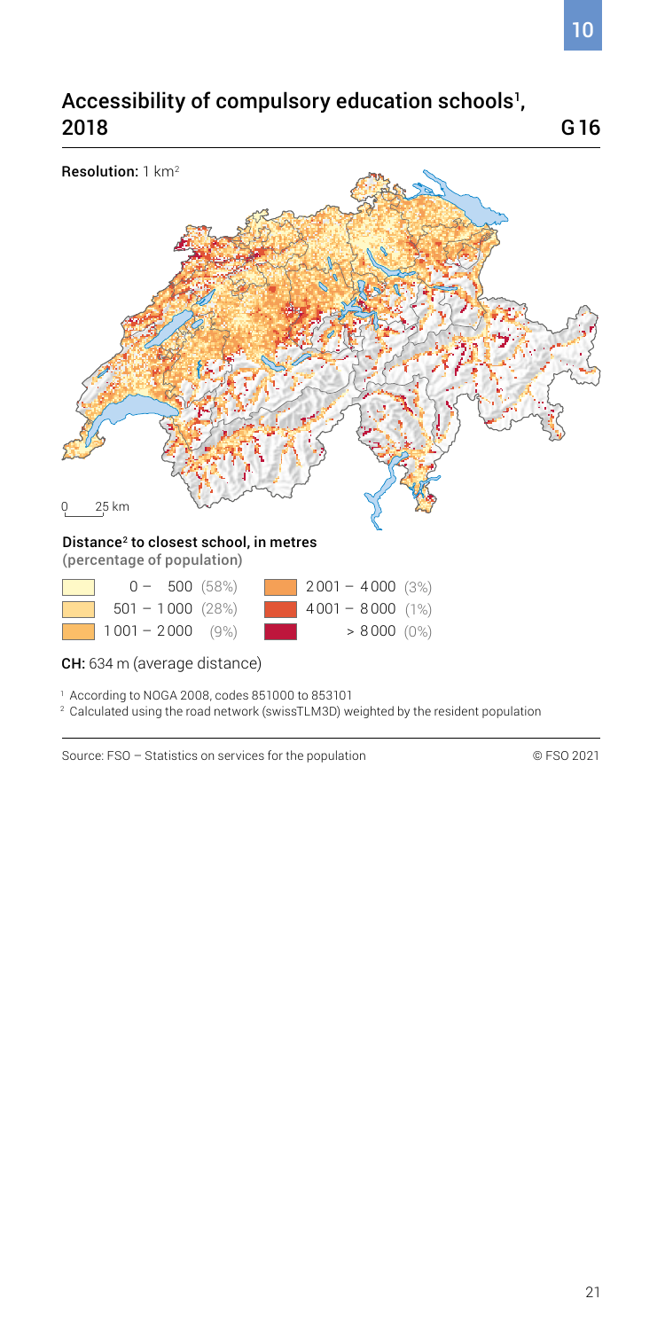## Accessibility of compulsory education schools[1], 2018

G 16

Resolution: 1 km²

0 25 km

**Distance[2] to closest school, in metres**
(percentage of population)

| Distance | Percentage |
|---|---|
| 0 – 500 | (58%) |
| 501 – 1 000 | (28%) |
| 1 001 – 2 000 | (9%) |
| 2 001 – 4 000 | (3%) |
| 4 001 – 8 000 | (1%) |
| > 8 000 | (0%) |

**CH:** 634 m (average distance)

[1] According to NOGA 2008, codes 851000 to 853101

[2] Calculated using the road network (swissTLM3D) weighted by the resident population

Source: FSO – Statistics on services for the population

© FSO 2021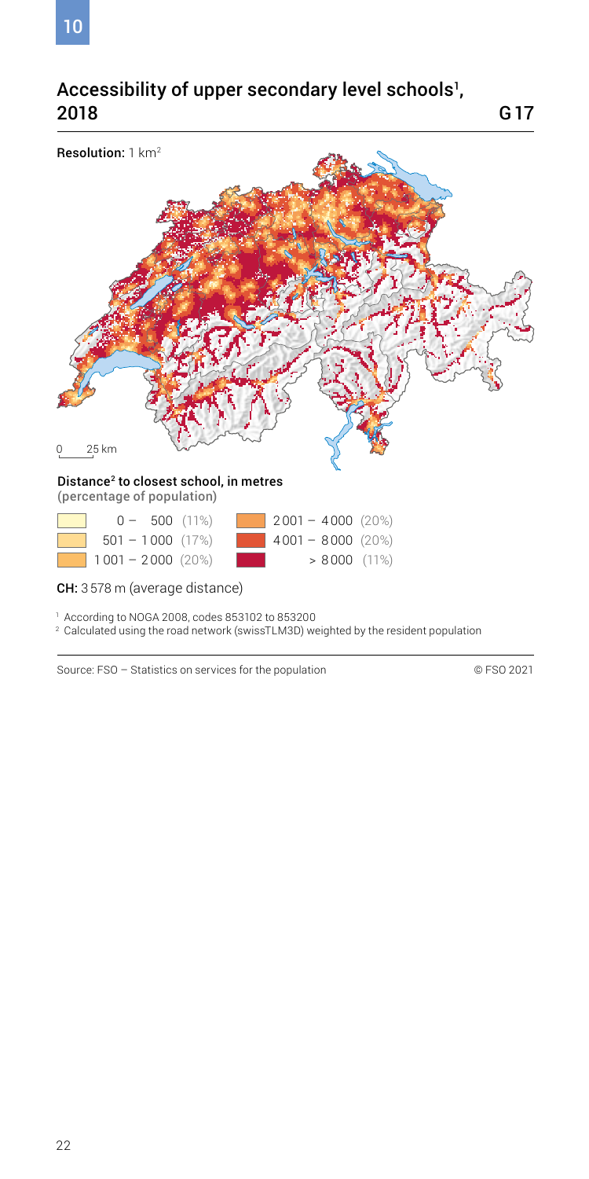## Accessibility of upper secondary level schools[1], 2018

G 17

Resolution: 1 km²

0 25 km

**Distance[2] to closest school, in metres**
(percentage of population)

| | |
|---|---|
| 0 – 500 (11%) | 2 001 – 4 000 (20%) |
| 501 – 1 000 (17%) | 4 001 – 8 000 (20%) |
| 1 001 – 2 000 (20%) | > 8 000 (11%) |

**CH:** 3 578 m (average distance)

[1] According to NOGA 2008, codes 853102 to 853200

[2] Calculated using the road network (swissTLM3D) weighted by the resident population

Source: FSO – Statistics on services for the population © FSO 2021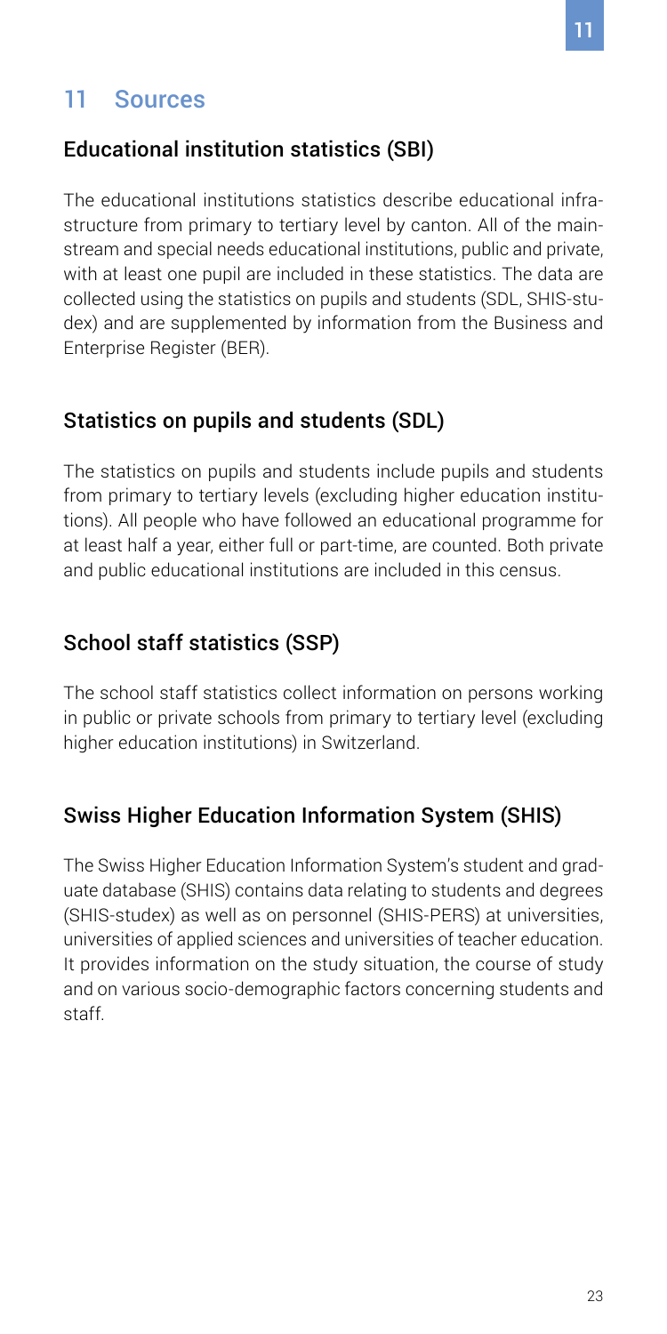# 11 Sources

## Educational institution statistics (SBI)

The educational institutions statistics describe educational infrastructure from primary to tertiary level by canton. All of the mainstream and special needs educational institutions, public and private, with at least one pupil are included in these statistics. The data are collected using the statistics on pupils and students (SDL, SHIS-studex) and are supplemented by information from the Business and Enterprise Register (BER).

## Statistics on pupils and students (SDL)

The statistics on pupils and students include pupils and students from primary to tertiary levels (excluding higher education institutions). All people who have followed an educational programme for at least half a year, either full or part-time, are counted. Both private and public educational institutions are included in this census.

## School staff statistics (SSP)

The school staff statistics collect information on persons working in public or private schools from primary to tertiary level (excluding higher education institutions) in Switzerland.

## Swiss Higher Education Information System (SHIS)

The Swiss Higher Education Information System's student and graduate database (SHIS) contains data relating to students and degrees (SHIS-studex) as well as on personnel (SHIS-PERS) at universities, universities of applied sciences and universities of teacher education. It provides information on the study situation, the course of study and on various socio-demographic factors concerning students and staff.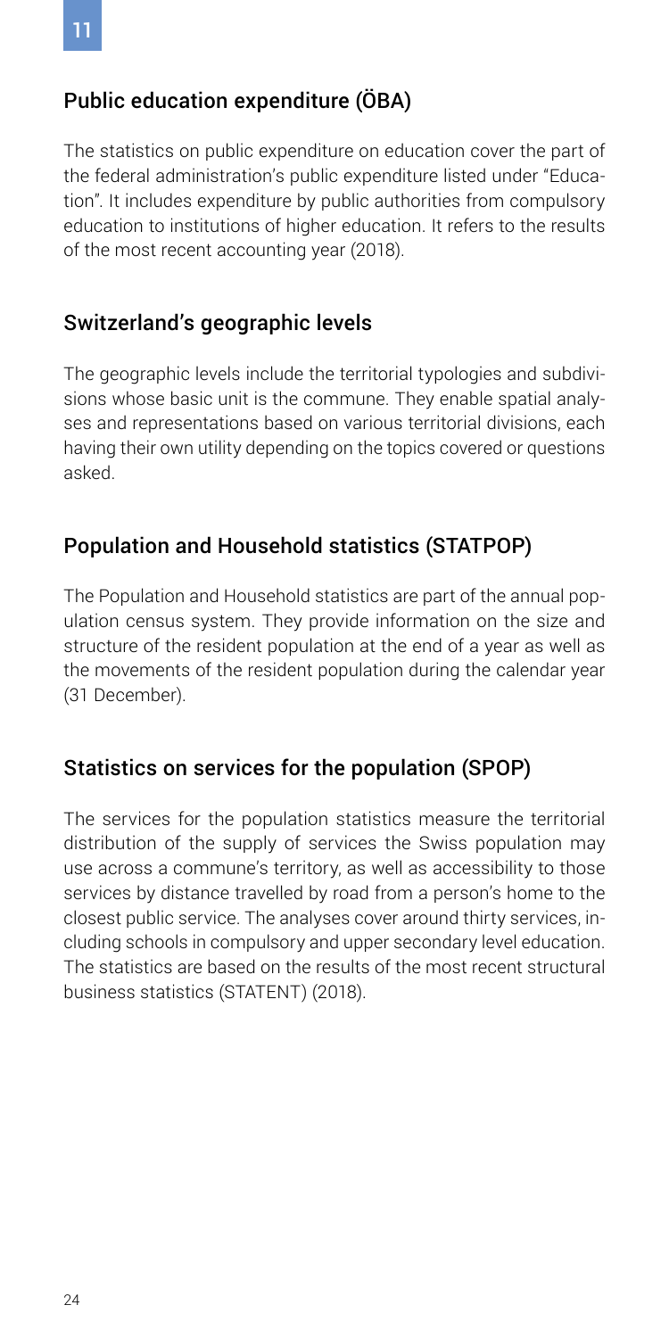## Public education expenditure (ÖBA)

The statistics on public expenditure on education cover the part of the federal administration's public expenditure listed under "Education". It includes expenditure by public authorities from compulsory education to institutions of higher education. It refers to the results of the most recent accounting year (2018).

## Switzerland's geographic levels

The geographic levels include the territorial typologies and subdivisions whose basic unit is the commune. They enable spatial analyses and representations based on various territorial divisions, each having their own utility depending on the topics covered or questions asked.

## Population and Household statistics (STATPOP)

The Population and Household statistics are part of the annual population census system. They provide information on the size and structure of the resident population at the end of a year as well as the movements of the resident population during the calendar year (31 December).

## Statistics on services for the population (SPOP)

The services for the population statistics measure the territorial distribution of the supply of services the Swiss population may use across a commune's territory, as well as accessibility to those services by distance travelled by road from a person's home to the closest public service. The analyses cover around thirty services, including schools in compulsory and upper secondary level education. The statistics are based on the results of the most recent structural business statistics (STATENT) (2018).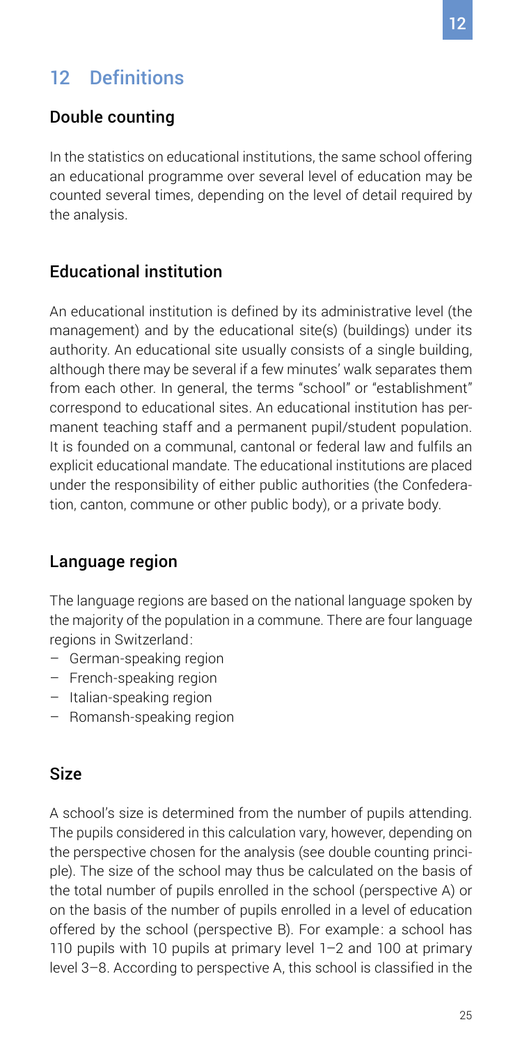# 12 Definitions

## Double counting

In the statistics on educational institutions, the same school offering an educational programme over several level of education may be counted several times, depending on the level of detail required by the analysis.

## Educational institution

An educational institution is defined by its administrative level (the management) and by the educational site(s) (buildings) under its authority. An educational site usually consists of a single building, although there may be several if a few minutes' walk separates them from each other. In general, the terms "school" or "establishment" correspond to educational sites. An educational institution has permanent teaching staff and a permanent pupil/student population. It is founded on a communal, cantonal or federal law and fulfils an explicit educational mandate. The educational institutions are placed under the responsibility of either public authorities (the Confederation, canton, commune or other public body), or a private body.

## Language region

The language regions are based on the national language spoken by the majority of the population in a commune. There are four language regions in Switzerland:

- German-speaking region
- French-speaking region
- Italian-speaking region
- Romansh-speaking region

## Size

A school's size is determined from the number of pupils attending. The pupils considered in this calculation vary, however, depending on the perspective chosen for the analysis (see double counting principle). The size of the school may thus be calculated on the basis of the total number of pupils enrolled in the school (perspective A) or on the basis of the number of pupils enrolled in a level of education offered by the school (perspective B). For example: a school has 110 pupils with 10 pupils at primary level 1–2 and 100 at primary level 3–8. According to perspective A, this school is classified in the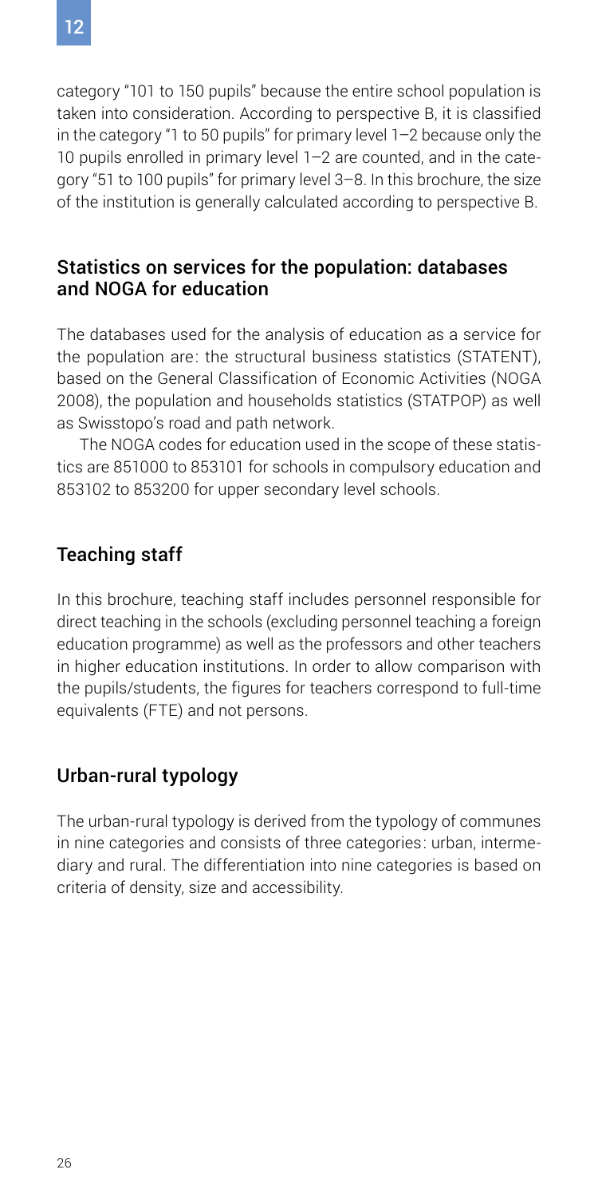category "101 to 150 pupils" because the entire school population is taken into consideration. According to perspective B, it is classified in the category "1 to 50 pupils" for primary level 1–2 because only the 10 pupils enrolled in primary level 1–2 are counted, and in the category "51 to 100 pupils" for primary level 3–8. In this brochure, the size of the institution is generally calculated according to perspective B.

## Statistics on services for the population: databases and NOGA for education

The databases used for the analysis of education as a service for the population are: the structural business statistics (STATENT), based on the General Classification of Economic Activities (NOGA 2008), the population and households statistics (STATPOP) as well as Swisstopo's road and path network.

The NOGA codes for education used in the scope of these statistics are 851000 to 853101 for schools in compulsory education and 853102 to 853200 for upper secondary level schools.

## Teaching staff

In this brochure, teaching staff includes personnel responsible for direct teaching in the schools (excluding personnel teaching a foreign education programme) as well as the professors and other teachers in higher education institutions. In order to allow comparison with the pupils/students, the figures for teachers correspond to full-time equivalents (FTE) and not persons.

## Urban-rural typology

The urban-rural typology is derived from the typology of communes in nine categories and consists of three categories: urban, intermediary and rural. The differentiation into nine categories is based on criteria of density, size and accessibility.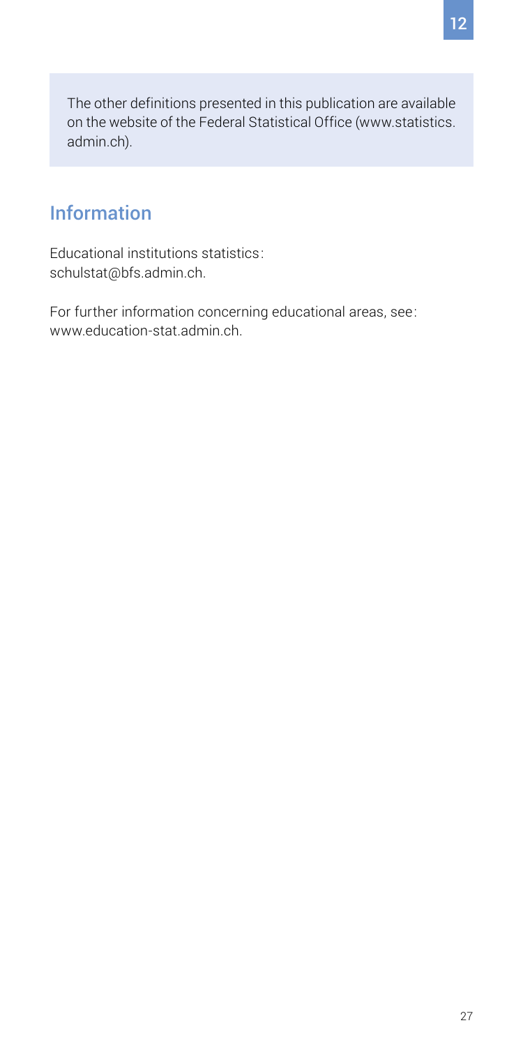The other definitions presented in this publication are available on the website of the Federal Statistical Office (www.statistics.admin.ch).

## Information

Educational institutions statistics: schulstat@bfs.admin.ch.

For further information concerning educational areas, see: www.education-stat.admin.ch.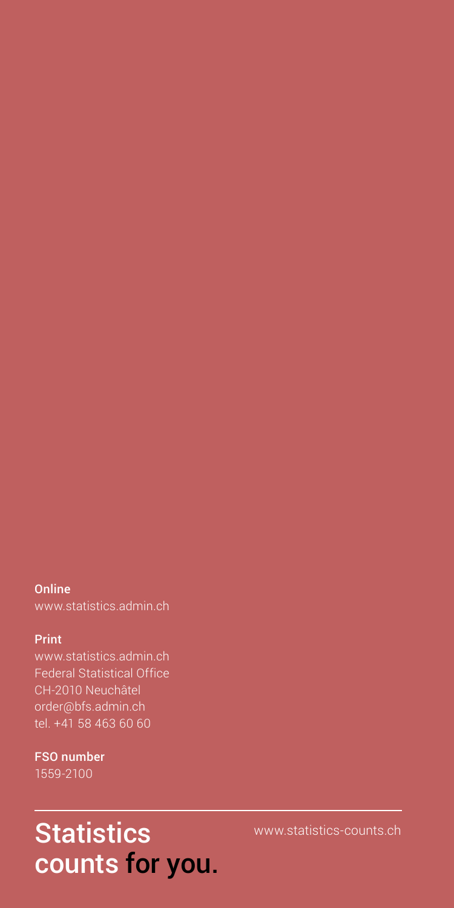**Online**
www.statistics.admin.ch

**Print**
www.statistics.admin.ch
Federal Statistical Office
CH-2010 Neuchâtel
order@bfs.admin.ch
tel. +41 58 463 60 60

**FSO number**
1559-2100

**Statistics counts for you.**

www.statistics-counts.ch